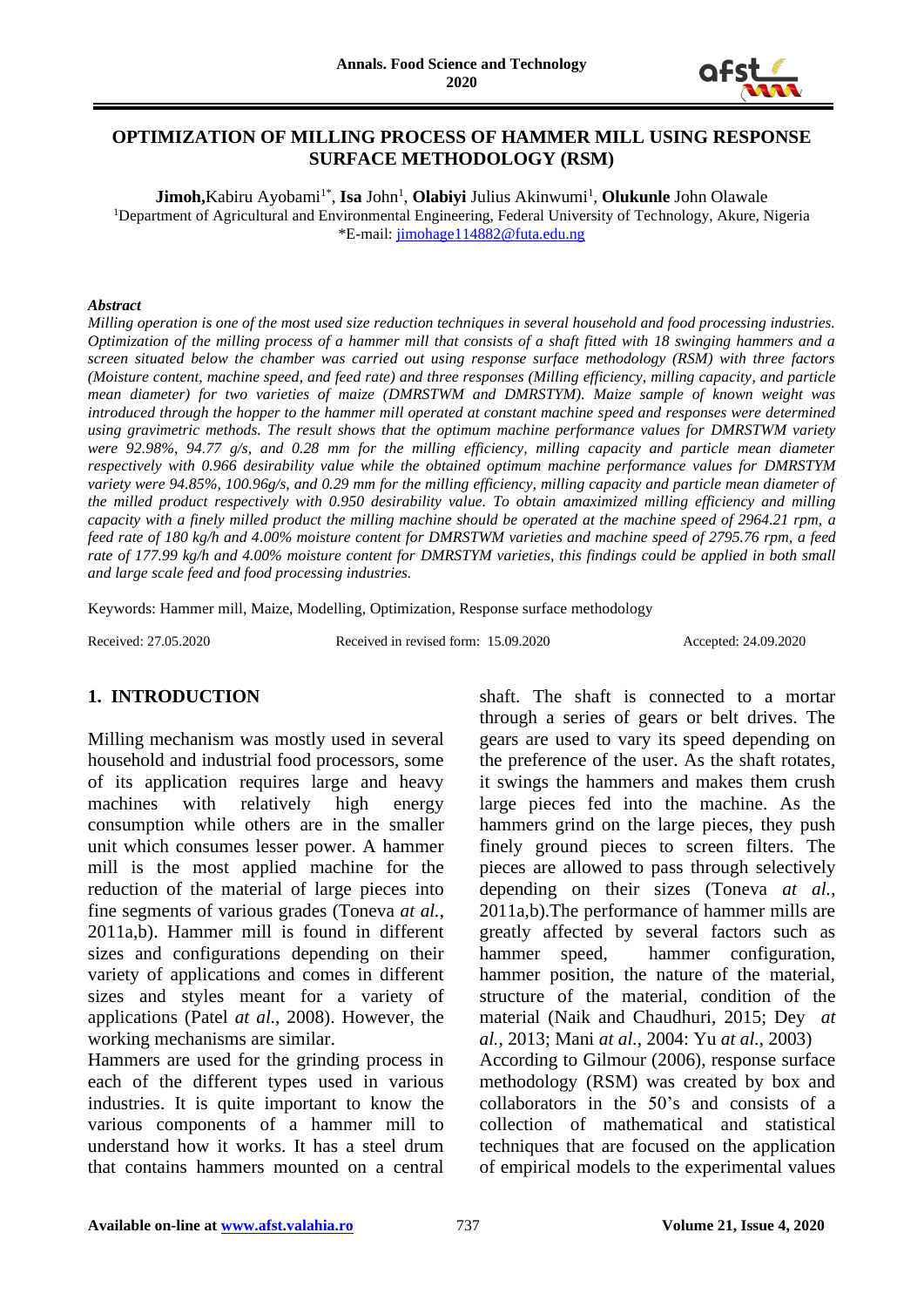# OPTIMIZATION OF MILLING PROCESS OF HAMMER MILL USING RESPONSE SURFACE METHODOLOGY (RSM)

**Jimoh,** Kabiru Ayobami[1*], **Isa** John[1], **Olabiyi** Julius Akinwumi[1], **Olukunle** John Olawale

[1]Department of Agricultural and Environmental Engineering, Federal University of Technology, Akure, Nigeria

*E-mail: jimohage114882@futa.edu.ng

***Abstract***

*Milling operation is one of the most used size reduction techniques in several household and food processing industries. Optimization of the milling process of a hammer mill that consists of a shaft fitted with 18 swinging hammers and a screen situated below the chamber was carried out using response surface methodology (RSM) with three factors (Moisture content, machine speed, and feed rate) and three responses (Milling efficiency, milling capacity, and particle mean diameter) for two varieties of maize (DMRSTWM and DMRSTYM). Maize sample of known weight was introduced through the hopper to the hammer mill operated at constant machine speed and responses were determined using gravimetric methods. The result shows that the optimum machine performance values for DMRSTWM variety were 92.98%, 94.77 g/s, and 0.28 mm for the milling efficiency, milling capacity and particle mean diameter respectively with 0.966 desirability value while the obtained optimum machine performance values for DMRSTYM variety were 94.85%, 100.96g/s, and 0.29 mm for the milling efficiency, milling capacity and particle mean diameter of the milled product respectively with 0.950 desirability value. To obtain amaximized milling efficiency and milling capacity with a finely milled product the milling machine should be operated at the machine speed of 2964.21 rpm, a feed rate of 180 kg/h and 4.00% moisture content for DMRSTWM varieties and machine speed of 2795.76 rpm, a feed rate of 177.99 kg/h and 4.00% moisture content for DMRSTYM varieties, this findings could be applied in both small and large scale feed and food processing industries.*

Keywords: Hammer mill, Maize, Modelling, Optimization, Response surface methodology

Received: 27.05.2020 Received in revised form: 15.09.2020 Accepted: 24.09.2020

## 1. INTRODUCTION

Milling mechanism was mostly used in several household and industrial food processors, some of its application requires large and heavy machines with relatively high energy consumption while others are in the smaller unit which consumes lesser power. A hammer mill is the most applied machine for the reduction of the material of large pieces into fine segments of various grades (Toneva *at al.*, 2011a,b). Hammer mill is found in different sizes and configurations depending on their variety of applications and comes in different sizes and styles meant for a variety of applications (Patel *at al.*, 2008). However, the working mechanisms are similar.

Hammers are used for the grinding process in each of the different types used in various industries. It is quite important to know the various components of a hammer mill to understand how it works. It has a steel drum that contains hammers mounted on a central shaft. The shaft is connected to a mortar through a series of gears or belt drives. The gears are used to vary its speed depending on the preference of the user. As the shaft rotates, it swings the hammers and makes them crush large pieces fed into the machine. As the hammers grind on the large pieces, they push finely ground pieces to screen filters. The pieces are allowed to pass through selectively depending on their sizes (Toneva *at al.*, 2011a,b).The performance of hammer mills are greatly affected by several factors such as hammer speed, hammer configuration, hammer position, the nature of the material, structure of the material, condition of the material (Naik and Chaudhuri, 2015; Dey *at al.*, 2013; Mani *at al.*, 2004: Yu *at al.*, 2003)

According to Gilmour (2006), response surface methodology (RSM) was created by box and collaborators in the 50's and consists of a collection of mathematical and statistical techniques that are focused on the application of empirical models to the experimental values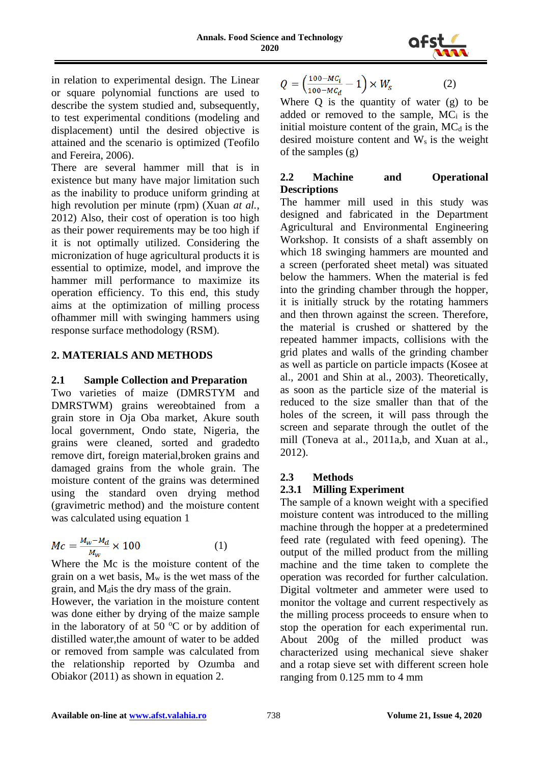in relation to experimental design. The Linear or square polynomial functions are used to describe the system studied and, subsequently, to test experimental conditions (modeling and displacement) until the desired objective is attained and the scenario is optimized (Teofilo and Fereira, 2006).

There are several hammer mill that is in existence but many have major limitation such as the inability to produce uniform grinding at high revolution per minute (rpm) (Xuan *at al.*, 2012) Also, their cost of operation is too high as their power requirements may be too high if it is not optimally utilized. Considering the micronization of huge agricultural products it is essential to optimize, model, and improve the hammer mill performance to maximize its operation efficiency. To this end, this study aims at the optimization of milling process ofhammer mill with swinging hammers using response surface methodology (RSM).

## 2. MATERIALS AND METHODS

### 2.1 Sample Collection and Preparation

Two varieties of maize (DMRSTYM and DMRSTWM) grains wereobtained from a grain store in Oja Oba market, Akure south local government, Ondo state, Nigeria, the grains were cleaned, sorted and gradedto remove dirt, foreign material,broken grains and damaged grains from the whole grain. The moisture content of the grains was determined using the standard oven drying method (gravimetric method) and the moisture content was calculated using equation 1

$$Mc = \frac{M_w - M_d}{M_w} \times 100 \qquad (1)$$

Where the Mc is the moisture content of the grain on a wet basis, $M_w$ is the wet mass of the grain, and $M_d$is the dry mass of the grain.

However, the variation in the moisture content was done either by drying of the maize sample in the laboratory of at 50 $^oC$ or by addition of distilled water,the amount of water to be added or removed from sample was calculated from the relationship reported by Ozumba and Obiakor (2011) as shown in equation 2.

$$Q = \left(\frac{100 - MC_i}{100 - MC_d} - 1\right) \times W_s \qquad (2)$$

Where Q is the quantity of water (g) to be added or removed to the sample, $MC_i$ is the initial moisture content of the grain, $MC_d$ is the desired moisture content and $W_s$ is the weight of the samples (g)

### 2.2 Machine and Operational Descriptions

The hammer mill used in this study was designed and fabricated in the Department Agricultural and Environmental Engineering Workshop. It consists of a shaft assembly on which 18 swinging hammers are mounted and a screen (perforated sheet metal) was situated below the hammers. When the material is fed into the grinding chamber through the hopper, it is initially struck by the rotating hammers and then thrown against the screen. Therefore, the material is crushed or shattered by the repeated hammer impacts, collisions with the grid plates and walls of the grinding chamber as well as particle on particle impacts (Kosee at al., 2001 and Shin at al., 2003). Theoretically, as soon as the particle size of the material is reduced to the size smaller than that of the holes of the screen, it will pass through the screen and separate through the outlet of the mill (Toneva at al., 2011a,b, and Xuan at al., 2012).

### 2.3 Methods

#### 2.3.1 Milling Experiment

The sample of a known weight with a specified moisture content was introduced to the milling machine through the hopper at a predetermined feed rate (regulated with feed opening). The output of the milled product from the milling machine and the time taken to complete the operation was recorded for further calculation. Digital voltmeter and ammeter were used to monitor the voltage and current respectively as the milling process proceeds to ensure when to stop the operation for each experimental run. About 200g of the milled product was characterized using mechanical sieve shaker and a rotap sieve set with different screen hole ranging from 0.125 mm to 4 mm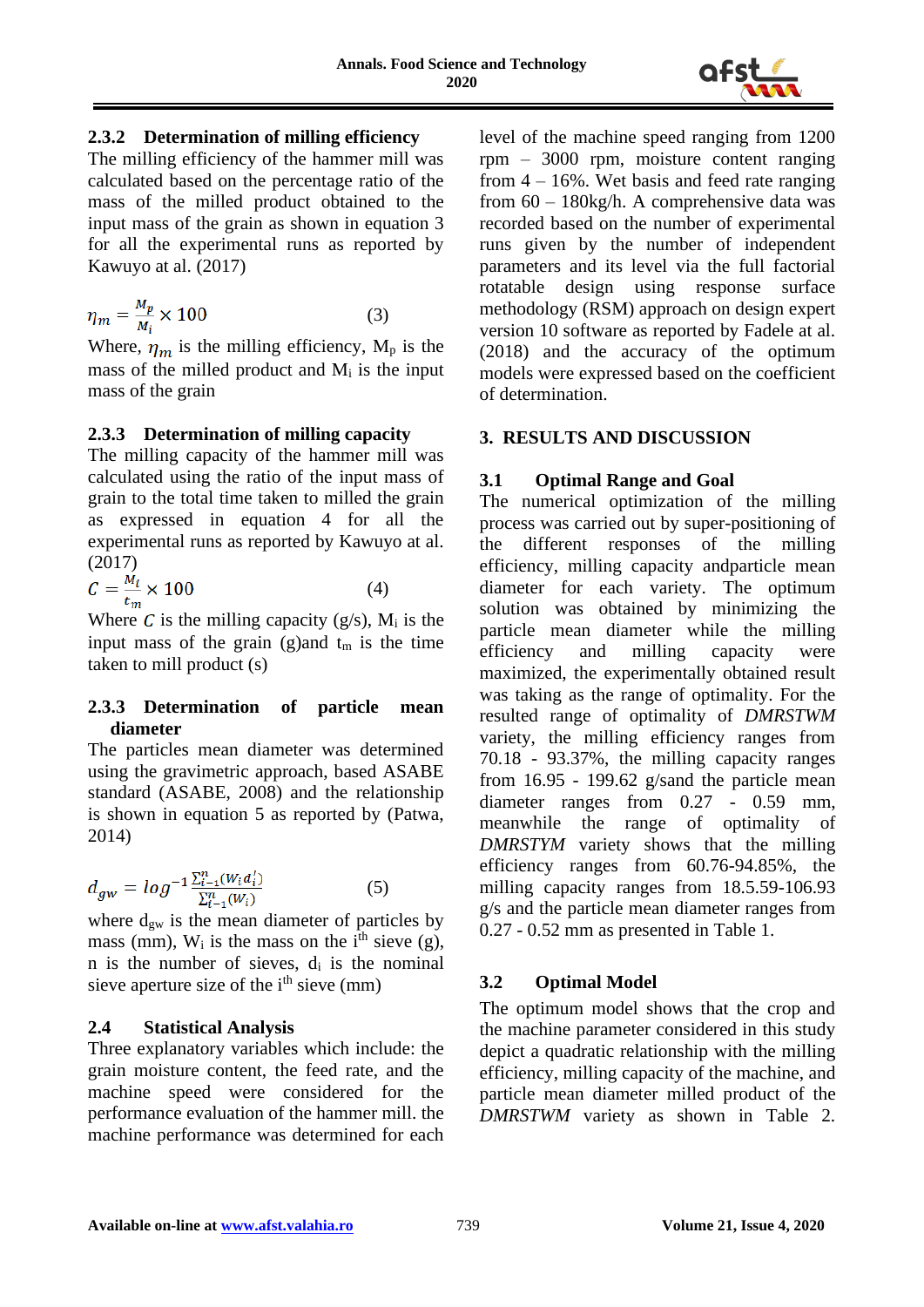### 2.3.2 Determination of milling efficiency

The milling efficiency of the hammer mill was calculated based on the percentage ratio of the mass of the milled product obtained to the input mass of the grain as shown in equation 3 for all the experimental runs as reported by Kawuyo at al. (2017)

$$\eta_m = \frac{M_p}{M_i} \times 100 \quad (3)$$

Where, $\eta_m$ is the milling efficiency, $M_p$ is the mass of the milled product and $M_i$ is the input mass of the grain

### 2.3.3 Determination of milling capacity

The milling capacity of the hammer mill was calculated using the ratio of the input mass of grain to the total time taken to milled the grain as expressed in equation 4 for all the experimental runs as reported by Kawuyo at al. (2017)

$$C = \frac{M_i}{t_m} \times 100 \quad (4)$$

Where $C$ is the milling capacity (g/s), $M_i$ is the input mass of the grain (g)and $t_m$ is the time taken to mill product (s)

### 2.3.3 Determination of particle mean diameter

The particles mean diameter was determined using the gravimetric approach, based ASABE standard (ASABE, 2008) and the relationship is shown in equation 5 as reported by (Patwa, 2014)

$$d_{gw} = log^{-1}\frac{\sum_{i-1}^{n}(W_i d_i^{\prime})}{\sum_{i-1}^{n}(W_i)} \quad (5)$$

where $d_{gw}$ is the mean diameter of particles by mass (mm), $W_i$ is the mass on the $i^{th}$ sieve (g), n is the number of sieves, $d_i$ is the nominal sieve aperture size of the $i^{th}$ sieve (mm)

### 2.4 Statistical Analysis

Three explanatory variables which include: the grain moisture content, the feed rate, and the machine speed were considered for the performance evaluation of the hammer mill. the machine performance was determined for each level of the machine speed ranging from 1200 rpm – 3000 rpm, moisture content ranging from 4 – 16%. Wet basis and feed rate ranging from 60 – 180kg/h. A comprehensive data was recorded based on the number of experimental runs given by the number of independent parameters and its level via the full factorial rotatable design using response surface methodology (RSM) approach on design expert version 10 software as reported by Fadele at al. (2018) and the accuracy of the optimum models were expressed based on the coefficient of determination.

## 3. RESULTS AND DISCUSSION

### 3.1 Optimal Range and Goal

The numerical optimization of the milling process was carried out by super-positioning of the different responses of the milling efficiency, milling capacity andparticle mean diameter for each variety. The optimum solution was obtained by minimizing the particle mean diameter while the milling efficiency and milling capacity were maximized, the experimentally obtained result was taking as the range of optimality. For the resulted range of optimality of *DMRSTWM* variety, the milling efficiency ranges from 70.18 - 93.37%, the milling capacity ranges from 16.95 - 199.62 g/sand the particle mean diameter ranges from 0.27 - 0.59 mm, meanwhile the range of optimality of *DMRSTYM* variety shows that the milling efficiency ranges from 60.76-94.85%, the milling capacity ranges from 18.5.59-106.93 g/s and the particle mean diameter ranges from 0.27 - 0.52 mm as presented in Table 1.

### 3.2 Optimal Model

The optimum model shows that the crop and the machine parameter considered in this study depict a quadratic relationship with the milling efficiency, milling capacity of the machine, and particle mean diameter milled product of the *DMRSTWM* variety as shown in Table 2.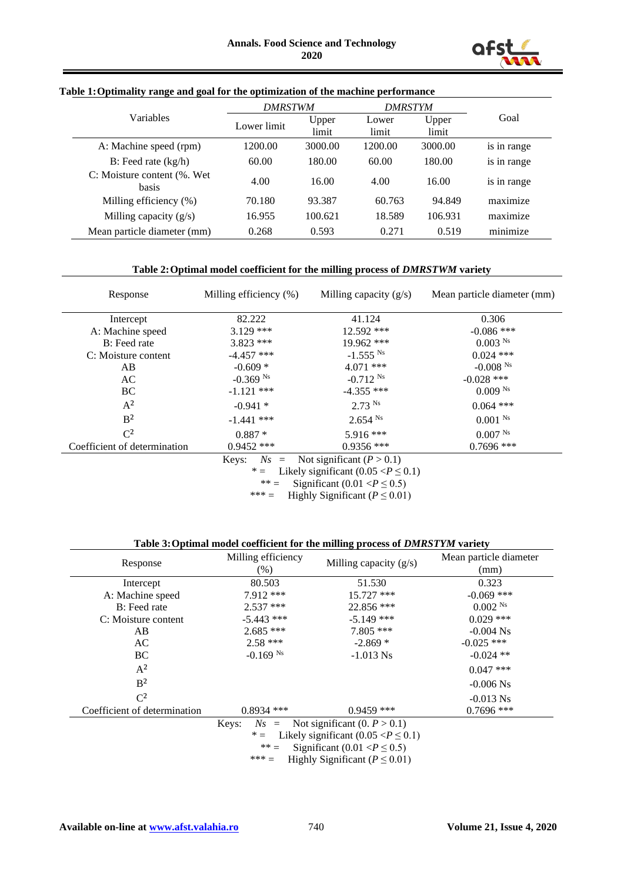**Table 1: Optimality range and goal for the optimization of the machine performance**

| Variables | *DMRSTWM* | | *DMRSTYM* | | Goal |
|---|---|---|---|---|---|
| | Lower limit | Upper limit | Lower limit | Upper limit | |
| A: Machine speed (rpm) | 1200.00 | 3000.00 | 1200.00 | 3000.00 | is in range |
| B: Feed rate (kg/h) | 60.00 | 180.00 | 60.00 | 180.00 | is in range |
| C: Moisture content (%. Wet basis | 4.00 | 16.00 | 4.00 | 16.00 | is in range |
| Milling efficiency (%) | 70.180 | 93.387 | 60.763 | 94.849 | maximize |
| Milling capacity (g/s) | 16.955 | 100.621 | 18.589 | 106.931 | maximize |
| Mean particle diameter (mm) | 0.268 | 0.593 | 0.271 | 0.519 | minimize |

**Table 2: Optimal model coefficient for the milling process of *DMRSTWM* variety**

| Response | Milling efficiency (%) | Milling capacity (g/s) | Mean particle diameter (mm) |
|---|---|---|---|
| Intercept | 82.222 | 41.124 | 0.306 |
| A: Machine speed | 3.129 *** | 12.592 *** | -0.086 *** |
| B: Feed rate | 3.823 *** | 19.962 *** | 0.003 Ns |
| C: Moisture content | -4.457 *** | -1.555 Ns | 0.024 *** |
| AB | -0.609 * | 4.071 *** | -0.008 Ns |
| AC | -0.369 Ns | -0.712 Ns | -0.028 *** |
| BC | -1.121 *** | -4.355 *** | 0.009 Ns |
| $A^2$ | -0.941 * | 2.73 Ns | 0.064 *** |
| $B^2$ | -1.441 *** | 2.654 Ns | 0.001 Ns |
| $C^2$ | 0.887 * | 5.916 *** | 0.007 Ns |
| Coefficient of determination | 0.9452 *** | 0.9356 *** | 0.7696 *** |

Keys: *Ns* = Not significant ($P > 0.1$)
* = Likely significant ($0.05 < P \leq 0.1$)
** = Significant ($0.01 < P \leq 0.5$)
*** = Highly Significant ($P \leq 0.01$)

**Table 3: Optimal model coefficient for the milling process of *DMRSTYM* variety**

| Response | Milling efficiency (%) | Milling capacity (g/s) | Mean particle diameter (mm) |
|---|---|---|---|
| Intercept | 80.503 | 51.530 | 0.323 |
| A: Machine speed | 7.912 *** | 15.727 *** | -0.069 *** |
| B: Feed rate | 2.537 *** | 22.856 *** | 0.002 Ns |
| C: Moisture content | -5.443 *** | -5.149 *** | 0.029 *** |
| AB | 2.685 *** | 7.805 *** | -0.004 Ns |
| AC | 2.58 *** | -2.869 * | -0.025 *** |
| BC | -0.169 Ns | -1.013 Ns | -0.024 ** |
| $A^2$ | | | 0.047 *** |
| $B^2$ | | | -0.006 Ns |
| $C^2$ | | | -0.013 Ns |
| Coefficient of determination | 0.8934 *** | 0.9459 *** | 0.7696 *** |

Keys: *Ns* = Not significant (0. $P > 0.1$)
* = Likely significant ($0.05 < P \leq 0.1$)
** = Significant ($0.01 < P \leq 0.5$)
*** = Highly Significant ($P \leq 0.01$)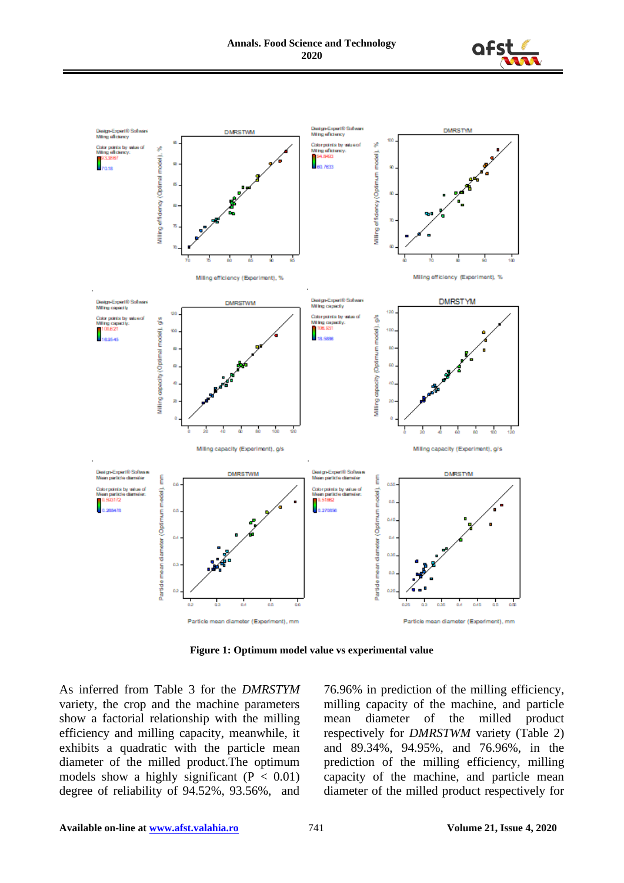**Figure 1: Optimum model value vs experimental value**

As inferred from Table 3 for the *DMRSTYM* variety, the crop and the machine parameters show a factorial relationship with the milling efficiency and milling capacity, meanwhile, it exhibits a quadratic with the particle mean diameter of the milled product.The optimum models show a highly significant ($P < 0.01$) degree of reliability of 94.52%, 93.56%, and 76.96% in prediction of the milling efficiency, milling capacity of the machine, and particle mean diameter of the milled product respectively for *DMRSTWM* variety (Table 2) and 89.34%, 94.95%, and 76.96%, in the prediction of the milling efficiency, milling capacity of the machine, and particle mean diameter of the milled product respectively for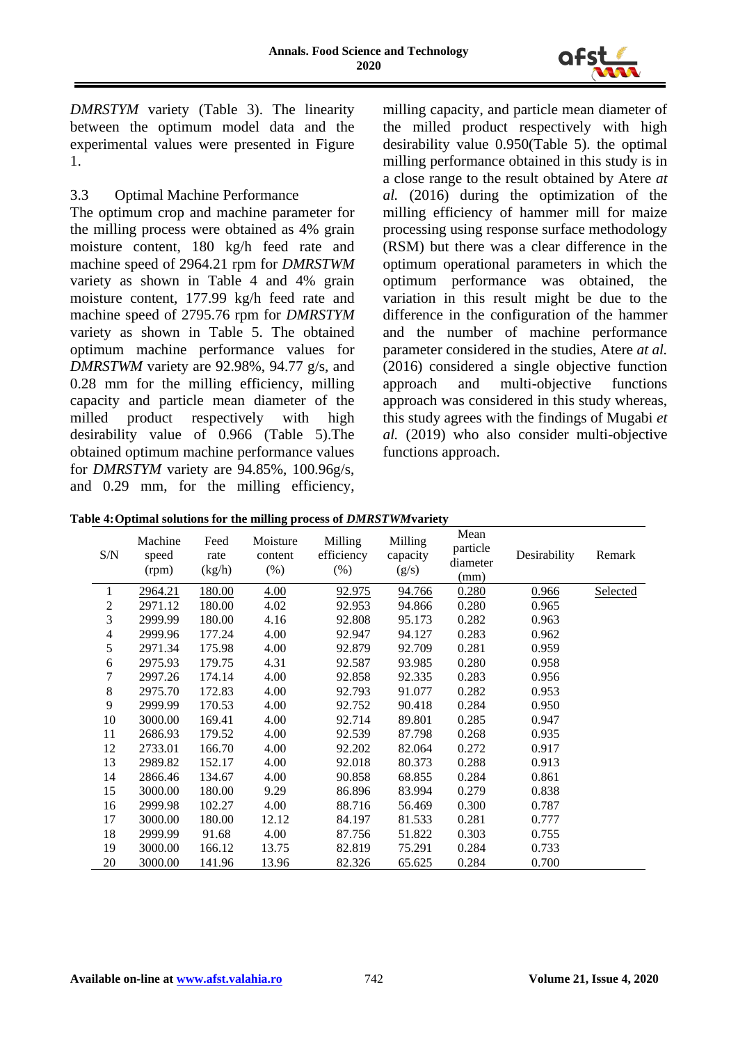*DMRSTYM* variety (Table 3). The linearity between the optimum model data and the experimental values were presented in Figure 1.

### 3.3 Optimal Machine Performance

The optimum crop and machine parameter for the milling process were obtained as 4% grain moisture content, 180 kg/h feed rate and machine speed of 2964.21 rpm for *DMRSTWM* variety as shown in Table 4 and 4% grain moisture content, 177.99 kg/h feed rate and machine speed of 2795.76 rpm for *DMRSTYM* variety as shown in Table 5. The obtained optimum machine performance values for *DMRSTWM* variety are 92.98%, 94.77 g/s, and 0.28 mm for the milling efficiency, milling capacity and particle mean diameter of the milled product respectively with high desirability value of 0.966 (Table 5).The obtained optimum machine performance values for *DMRSTYM* variety are 94.85%, 100.96g/s, and 0.29 mm, for the milling efficiency, milling capacity, and particle mean diameter of the milled product respectively with high desirability value 0.950(Table 5). the optimal milling performance obtained in this study is in a close range to the result obtained by Atere *at al.* (2016) during the optimization of the milling efficiency of hammer mill for maize processing using response surface methodology (RSM) but there was a clear difference in the optimum operational parameters in which the optimum performance was obtained, the variation in this result might be due to the difference in the configuration of the hammer and the number of machine performance parameter considered in the studies, Atere *at al.* (2016) considered a single objective function approach and multi-objective functions approach was considered in this study whereas, this study agrees with the findings of Mugabi *et al.* (2019) who also consider multi-objective functions approach.

**Table 4: Optimal solutions for the milling process of *DMRSTWM* variety**

| S/N | Machine speed (rpm) | Feed rate (kg/h) | Moisture content (%) | Milling efficiency (%) | Milling capacity (g/s) | Mean particle diameter (mm) | Desirability | Remark |
|---|---|---|---|---|---|---|---|---|
| 1 | 2964.21 | 180.00 | 4.00 | 92.975 | 94.766 | 0.280 | 0.966 | Selected |
| 2 | 2971.12 | 180.00 | 4.02 | 92.953 | 94.866 | 0.280 | 0.965 | |
| 3 | 2999.99 | 180.00 | 4.16 | 92.808 | 95.173 | 0.282 | 0.963 | |
| 4 | 2999.96 | 177.24 | 4.00 | 92.947 | 94.127 | 0.283 | 0.962 | |
| 5 | 2971.34 | 175.98 | 4.00 | 92.879 | 92.709 | 0.281 | 0.959 | |
| 6 | 2975.93 | 179.75 | 4.31 | 92.587 | 93.985 | 0.280 | 0.958 | |
| 7 | 2997.26 | 174.14 | 4.00 | 92.858 | 92.335 | 0.283 | 0.956 | |
| 8 | 2975.70 | 172.83 | 4.00 | 92.793 | 91.077 | 0.282 | 0.953 | |
| 9 | 2999.99 | 170.53 | 4.00 | 92.752 | 90.418 | 0.284 | 0.950 | |
| 10 | 3000.00 | 169.41 | 4.00 | 92.714 | 89.801 | 0.285 | 0.947 | |
| 11 | 2686.93 | 179.52 | 4.00 | 92.539 | 87.798 | 0.268 | 0.935 | |
| 12 | 2733.01 | 166.70 | 4.00 | 92.202 | 82.064 | 0.272 | 0.917 | |
| 13 | 2989.82 | 152.17 | 4.00 | 92.018 | 80.373 | 0.288 | 0.913 | |
| 14 | 2866.46 | 134.67 | 4.00 | 90.858 | 68.855 | 0.284 | 0.861 | |
| 15 | 3000.00 | 180.00 | 9.29 | 86.896 | 83.994 | 0.279 | 0.838 | |
| 16 | 2999.98 | 102.27 | 4.00 | 88.716 | 56.469 | 0.300 | 0.787 | |
| 17 | 3000.00 | 180.00 | 12.12 | 84.197 | 81.533 | 0.281 | 0.777 | |
| 18 | 2999.99 | 91.68 | 4.00 | 87.756 | 51.822 | 0.303 | 0.755 | |
| 19 | 3000.00 | 166.12 | 13.75 | 82.819 | 75.291 | 0.284 | 0.733 | |
| 20 | 3000.00 | 141.96 | 13.96 | 82.326 | 65.625 | 0.284 | 0.700 | |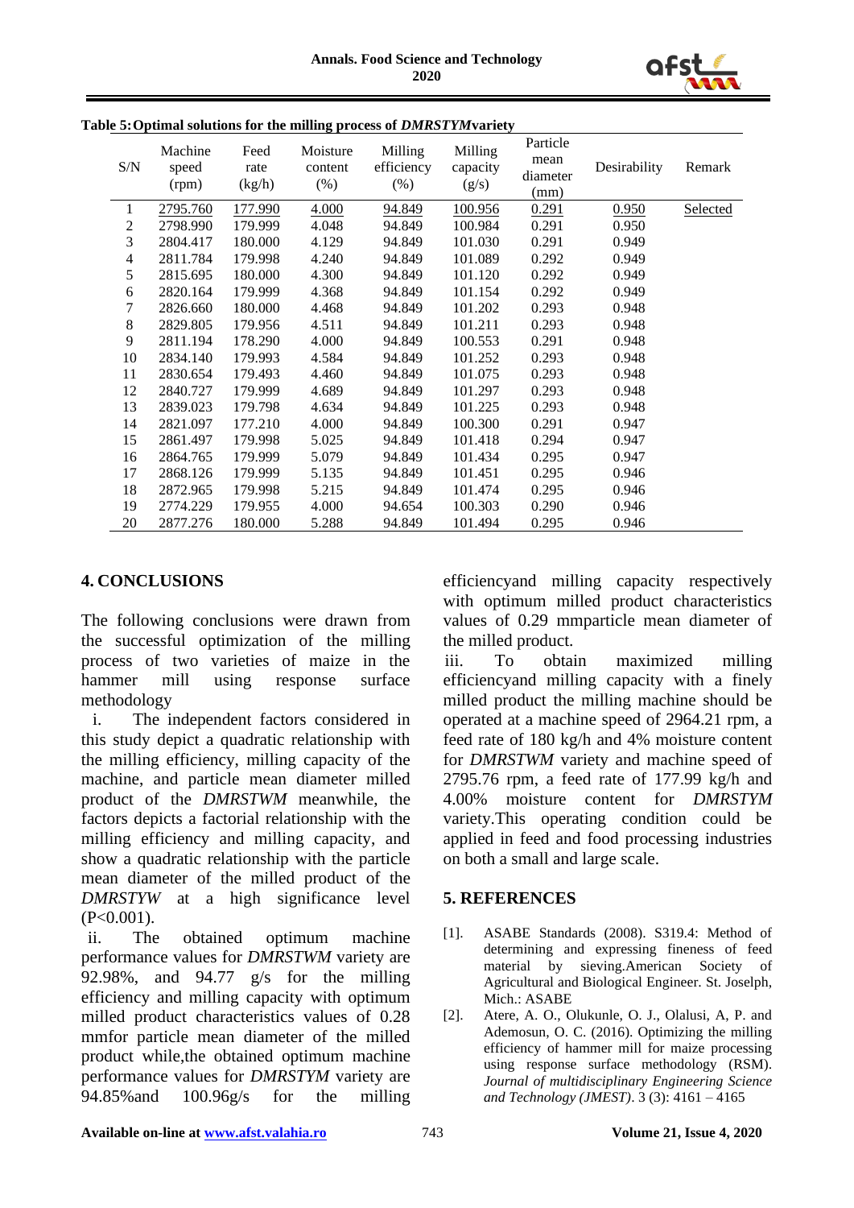**Table 5: Optimal solutions for the milling process of *DMRSTYM* variety**

| S/N | Machine speed (rpm) | Feed rate (kg/h) | Moisture content (%) | Milling efficiency (%) | Milling capacity (g/s) | Particle mean diameter (mm) | Desirability | Remark |
|---|---|---|---|---|---|---|---|---|
| 1 | 2795.760 | 177.990 | 4.000 | 94.849 | 100.956 | 0.291 | 0.950 | Selected |
| 2 | 2798.990 | 179.999 | 4.048 | 94.849 | 100.984 | 0.291 | 0.950 | |
| 3 | 2804.417 | 180.000 | 4.129 | 94.849 | 101.030 | 0.291 | 0.949 | |
| 4 | 2811.784 | 179.998 | 4.240 | 94.849 | 101.089 | 0.292 | 0.949 | |
| 5 | 2815.695 | 180.000 | 4.300 | 94.849 | 101.120 | 0.292 | 0.949 | |
| 6 | 2820.164 | 179.999 | 4.368 | 94.849 | 101.154 | 0.292 | 0.949 | |
| 7 | 2826.660 | 180.000 | 4.468 | 94.849 | 101.202 | 0.293 | 0.948 | |
| 8 | 2829.805 | 179.956 | 4.511 | 94.849 | 101.211 | 0.293 | 0.948 | |
| 9 | 2811.194 | 178.290 | 4.000 | 94.849 | 100.553 | 0.291 | 0.948 | |
| 10 | 2834.140 | 179.993 | 4.584 | 94.849 | 101.252 | 0.293 | 0.948 | |
| 11 | 2830.654 | 179.493 | 4.460 | 94.849 | 101.075 | 0.293 | 0.948 | |
| 12 | 2840.727 | 179.999 | 4.689 | 94.849 | 101.297 | 0.293 | 0.948 | |
| 13 | 2839.023 | 179.798 | 4.634 | 94.849 | 101.225 | 0.293 | 0.948 | |
| 14 | 2821.097 | 177.210 | 4.000 | 94.849 | 100.300 | 0.291 | 0.947 | |
| 15 | 2861.497 | 179.998 | 5.025 | 94.849 | 101.418 | 0.294 | 0.947 | |
| 16 | 2864.765 | 179.999 | 5.079 | 94.849 | 101.434 | 0.295 | 0.947 | |
| 17 | 2868.126 | 179.999 | 5.135 | 94.849 | 101.451 | 0.295 | 0.946 | |
| 18 | 2872.965 | 179.998 | 5.215 | 94.849 | 101.474 | 0.295 | 0.946 | |
| 19 | 2774.229 | 179.955 | 4.000 | 94.654 | 100.303 | 0.290 | 0.946 | |
| 20 | 2877.276 | 180.000 | 5.288 | 94.849 | 101.494 | 0.295 | 0.946 | |

## 4. CONCLUSIONS

The following conclusions were drawn from the successful optimization of the milling process of two varieties of maize in the hammer mill using response surface methodology

i. The independent factors considered in this study depict a quadratic relationship with the milling efficiency, milling capacity of the machine, and particle mean diameter milled product of the *DMRSTWM* meanwhile, the factors depicts a factorial relationship with the milling efficiency and milling capacity, and show a quadratic relationship with the particle mean diameter of the milled product of the *DMRSTYW* at a high significance level ($P<0.001$).

ii. The obtained optimum machine performance values for *DMRSTWM* variety are 92.98%, and 94.77 g/s for the milling efficiency and milling capacity with optimum milled product characteristics values of 0.28 mmfor particle mean diameter of the milled product while,the obtained optimum machine performance values for *DMRSTYM* variety are 94.85%and 100.96g/s for the milling efficiencyand milling capacity respectively with optimum milled product characteristics values of 0.29 mmparticle mean diameter of the milled product.

iii. To obtain maximized milling efficiencyand milling capacity with a finely milled product the milling machine should be operated at a machine speed of 2964.21 rpm, a feed rate of 180 kg/h and 4% moisture content for *DMRSTWM* variety and machine speed of 2795.76 rpm, a feed rate of 177.99 kg/h and 4.00% moisture content for *DMRSTYM* variety.This operating condition could be applied in feed and food processing industries on both a small and large scale.

## 5. REFERENCES

[1]. ASABE Standards (2008). S319.4: Method of determining and expressing fineness of feed material by sieving.American Society of Agricultural and Biological Engineer. St. Joselph, Mich.: ASABE

[2]. Atere, A. O., Olukunle, O. J., Olalusi, A, P. and Ademosun, O. C. (2016). Optimizing the milling efficiency of hammer mill for maize processing using response surface methodology (RSM). *Journal of multidisciplinary Engineering Science and Technology (JMEST)*. 3 (3): 4161 – 4165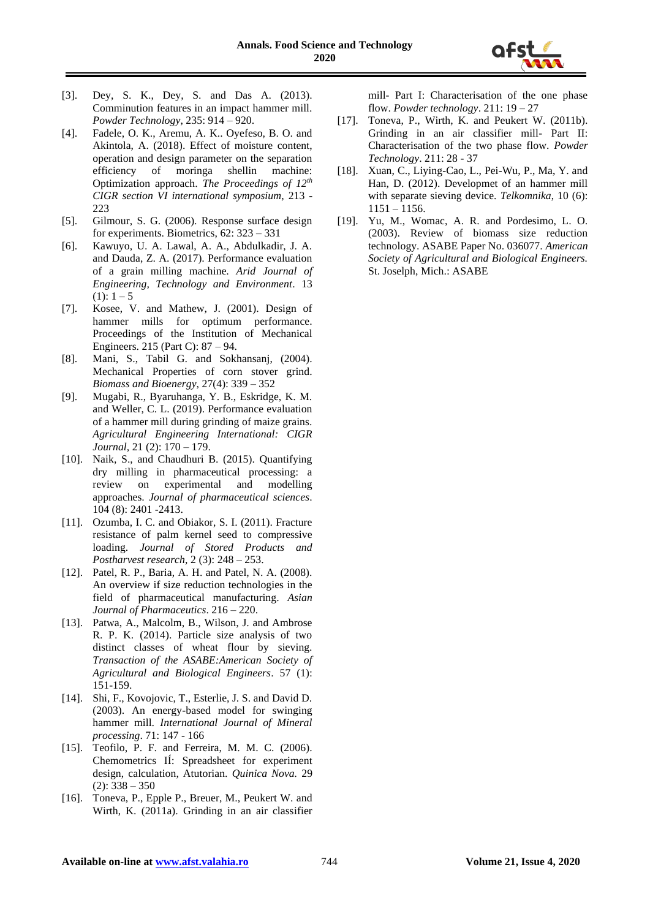[3]. Dey, S. K., Dey, S. and Das A. (2013). Comminution features in an impact hammer mill. *Powder Technology*, 235: 914 – 920.

[4]. Fadele, O. K., Aremu, A. K.. Oyefeso, B. O. and Akintola, A. (2018). Effect of moisture content, operation and design parameter on the separation efficiency of moringa shellin machine: Optimization approach. *The Proceedings of 12th CIGR section VI international symposium*, 213 - 223

[5]. Gilmour, S. G. (2006). Response surface design for experiments. Biometrics, 62: 323 – 331

[6]. Kawuyo, U. A. Lawal, A. A., Abdulkadir, J. A. and Dauda, Z. A. (2017). Performance evaluation of a grain milling machine. *Arid Journal of Engineering, Technology and Environment*. 13 (1): 1 – 5

[7]. Kosee, V. and Mathew, J. (2001). Design of hammer mills for optimum performance. Proceedings of the Institution of Mechanical Engineers. 215 (Part C): 87 – 94.

[8]. Mani, S., Tabil G. and Sokhansanj, (2004). Mechanical Properties of corn stover grind. *Biomass and Bioenergy*, 27(4): 339 – 352

[9]. Mugabi, R., Byaruhanga, Y. B., Eskridge, K. M. and Weller, C. L. (2019). Performance evaluation of a hammer mill during grinding of maize grains. *Agricultural Engineering International: CIGR Journal*, 21 (2): 170 – 179.

[10]. Naik, S., and Chaudhuri B. (2015). Quantifying dry milling in pharmaceutical processing: a review on experimental and modelling approaches. *Journal of pharmaceutical sciences*. 104 (8): 2401 -2413.

[11]. Ozumba, I. C. and Obiakor, S. I. (2011). Fracture resistance of palm kernel seed to compressive loading. *Journal of Stored Products and Postharvest research*, 2 (3): 248 – 253.

[12]. Patel, R. P., Baria, A. H. and Patel, N. A. (2008). An overview if size reduction technologies in the field of pharmaceutical manufacturing. *Asian Journal of Pharmaceutics*. 216 – 220.

[13]. Patwa, A., Malcolm, B., Wilson, J. and Ambrose R. P. K. (2014). Particle size analysis of two distinct classes of wheat flour by sieving. *Transaction of the ASABE:American Society of Agricultural and Biological Engineers*. 57 (1): 151-159.

[14]. Shi, F., Kovojovic, T., Esterlie, J. S. and David D. (2003). An energy-based model for swinging hammer mill. *International Journal of Mineral processing*. 71: 147 - 166

[15]. Teofilo, P. F. and Ferreira, M. M. C. (2006). Chemometrics IÍ: Spreadsheet for experiment design, calculation, Atutorian. *Quinica Nova.* 29 (2): 338 – 350

[16]. Toneva, P., Epple P., Breuer, M., Peukert W. and Wirth, K. (2011a). Grinding in an air classifier mill- Part I: Characterisation of the one phase flow. *Powder technology*. 211: 19 – 27

[17]. Toneva, P., Wirth, K. and Peukert W. (2011b). Grinding in an air classifier mill- Part II: Characterisation of the two phase flow. *Powder Technology*. 211: 28 - 37

[18]. Xuan, C., Liying-Cao, L., Pei-Wu, P., Ma, Y. and Han, D. (2012). Developmet of an hammer mill with separate sieving device. *Telkomnika*, 10 (6): 1151 – 1156.

[19]. Yu, M., Womac, A. R. and Pordesimo, L. O. (2003). Review of biomass size reduction technology. ASABE Paper No. 036077. *American Society of Agricultural and Biological Engineers.* St. Joselph, Mich.: ASABE